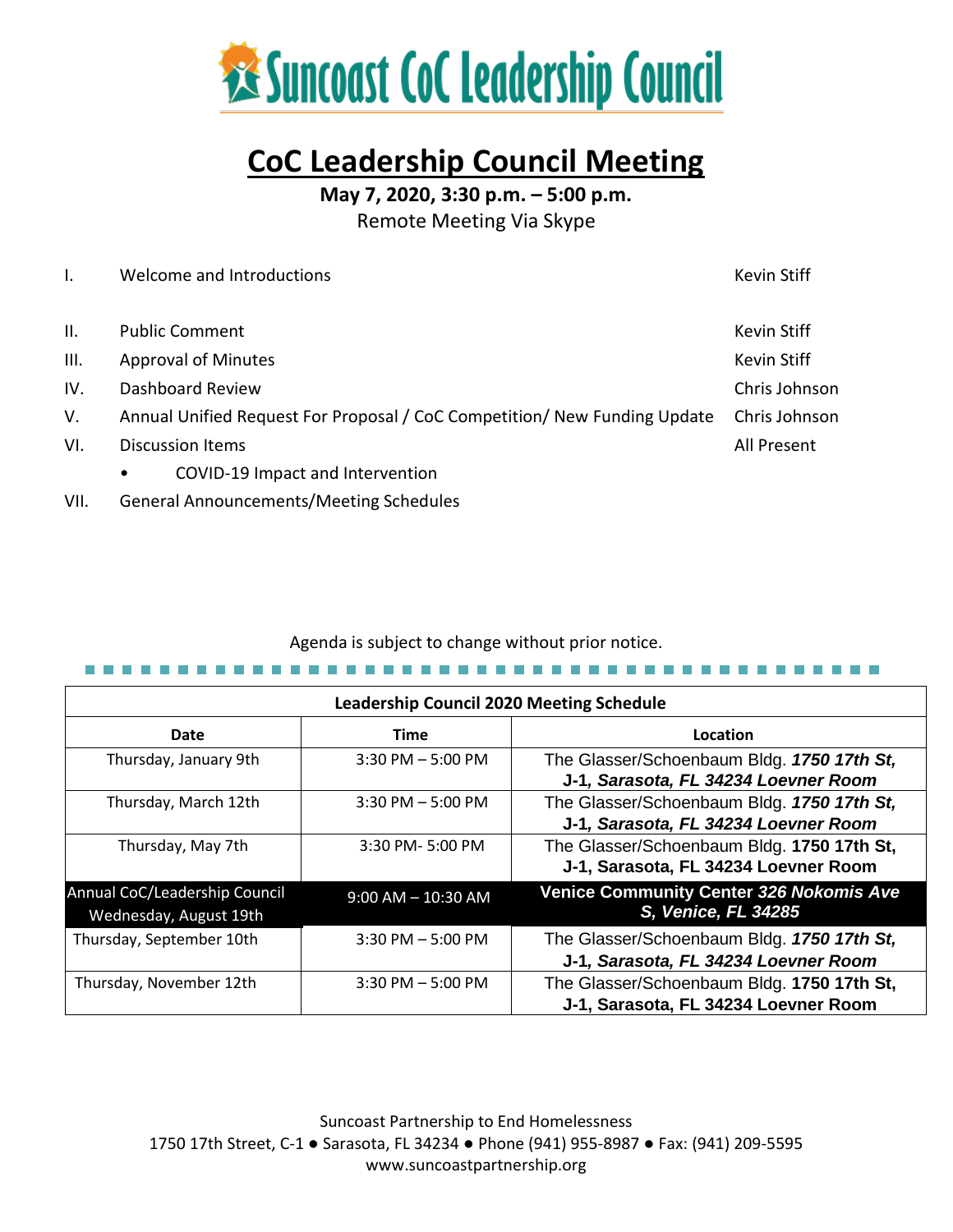# Suncoast CoC Leadership Council

## CoC Leadership Council Meeting

**May 7, 2020, 3:30 p.m. – 5:00 p.m.**

Remote Meeting Via Skype

| | | |
|---|---|---|
| I. | Welcome and Introductions | Kevin Stiff |
| II. | Public Comment | Kevin Stiff |
| III. | Approval of Minutes | Kevin Stiff |
| IV. | Dashboard Review | Chris Johnson |
| V. | Annual Unified Request For Proposal / CoC Competition/ New Funding Update | Chris Johnson |
| VI. | Discussion Items<br>• COVID-19 Impact and Intervention | All Present |
| VII. | General Announcements/Meeting Schedules | |

Agenda is subject to change without prior notice.

| Leadership Council 2020 Meeting Schedule | | |
|---|---|---|
| **Date** | **Time** | **Location** |
| Thursday, January 9th | 3:30 PM – 5:00 PM | The Glasser/Schoenbaum Bldg. ***1750 17th St, J-1, Sarasota, FL 34234* Loevner Room** |
| Thursday, March 12th | 3:30 PM – 5:00 PM | The Glasser/Schoenbaum Bldg. ***1750 17th St, J-1, Sarasota, FL 34234* Loevner Room** |
| Thursday, May 7th | 3:30 PM- 5:00 PM | The Glasser/Schoenbaum Bldg. **1750 17th St, J-1, Sarasota, FL 34234 Loevner Room** |
| Annual CoC/Leadership Council Wednesday, August 19th | 9:00 AM – 10:30 AM | **Venice Community Center *326 Nokomis Ave S, Venice, FL 34285*** |
| Thursday, September 10th | 3:30 PM – 5:00 PM | The Glasser/Schoenbaum Bldg. ***1750 17th St, J-1, Sarasota, FL 34234* Loevner Room** |
| Thursday, November 12th | 3:30 PM – 5:00 PM | The Glasser/Schoenbaum Bldg. **1750 17th St, J-1, Sarasota, FL 34234 Loevner Room** |

Suncoast Partnership to End Homelessness
1750 17th Street, C-1 ● Sarasota, FL 34234 ● Phone (941) 955-8987 ● Fax: (941) 209-5595
www.suncoastpartnership.org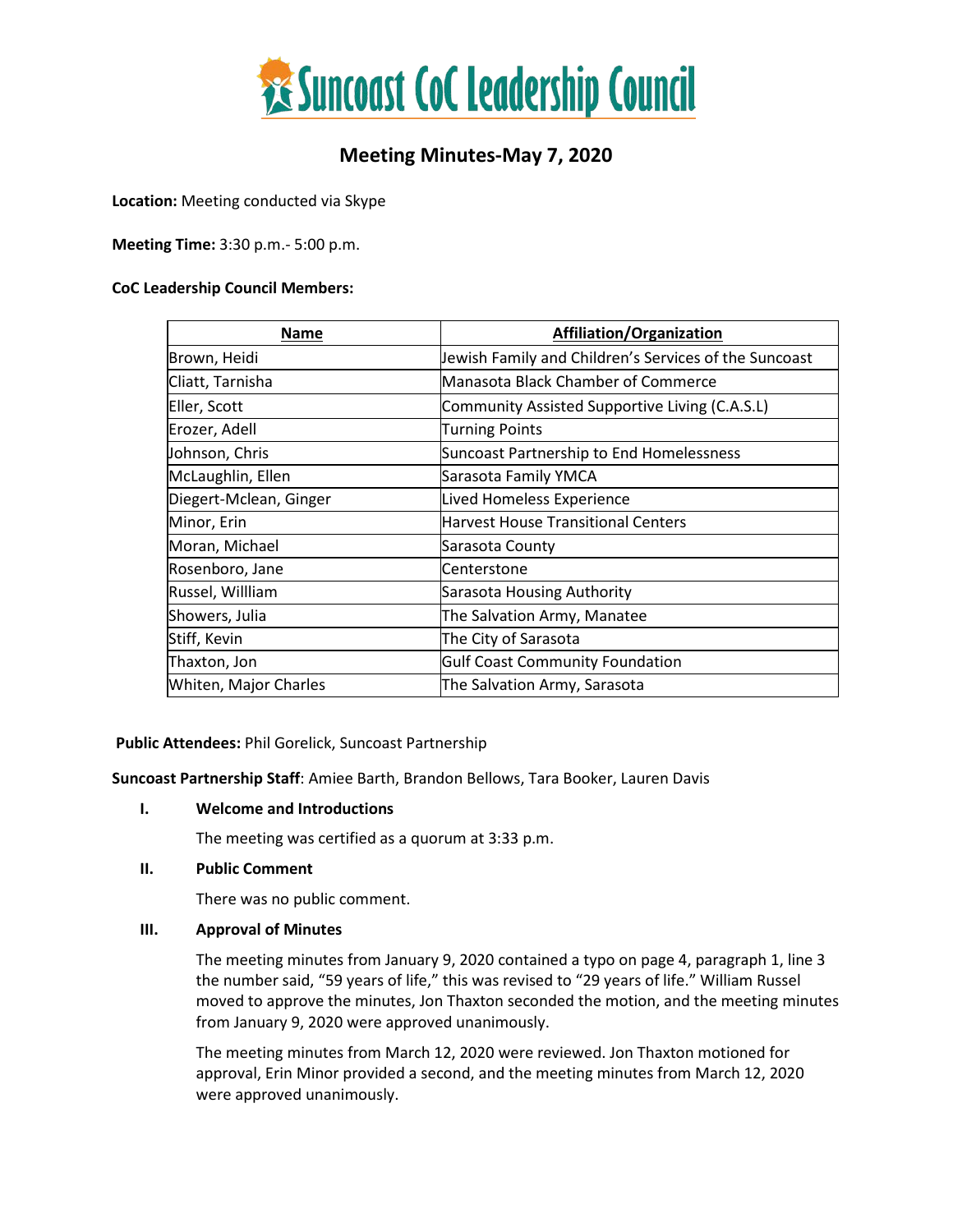# Suncoast CoC Leadership Council

## Meeting Minutes-May 7, 2020

**Location:** Meeting conducted via Skype

**Meeting Time:** 3:30 p.m.- 5:00 p.m.

**CoC Leadership Council Members:**

| Name | Affiliation/Organization |
|---|---|
| Brown, Heidi | Jewish Family and Children's Services of the Suncoast |
| Cliatt, Tarnisha | Manasota Black Chamber of Commerce |
| Eller, Scott | Community Assisted Supportive Living (C.A.S.L) |
| Erozer, Adell | Turning Points |
| Johnson, Chris | Suncoast Partnership to End Homelessness |
| McLaughlin, Ellen | Sarasota Family YMCA |
| Diegert-Mclean, Ginger | Lived Homeless Experience |
| Minor, Erin | Harvest House Transitional Centers |
| Moran, Michael | Sarasota County |
| Rosenboro, Jane | Centerstone |
| Russel, Willliam | Sarasota Housing Authority |
| Showers, Julia | The Salvation Army, Manatee |
| Stiff, Kevin | The City of Sarasota |
| Thaxton, Jon | Gulf Coast Community Foundation |
| Whiten, Major Charles | The Salvation Army, Sarasota |

**Public Attendees:** Phil Gorelick, Suncoast Partnership

**Suncoast Partnership Staff**: Amiee Barth, Brandon Bellows, Tara Booker, Lauren Davis

**I. Welcome and Introductions**

The meeting was certified as a quorum at 3:33 p.m.

**II. Public Comment**

There was no public comment.

**III. Approval of Minutes**

The meeting minutes from January 9, 2020 contained a typo on page 4, paragraph 1, line 3 the number said, "59 years of life," this was revised to "29 years of life." William Russel moved to approve the minutes, Jon Thaxton seconded the motion, and the meeting minutes from January 9, 2020 were approved unanimously.

The meeting minutes from March 12, 2020 were reviewed. Jon Thaxton motioned for approval, Erin Minor provided a second, and the meeting minutes from March 12, 2020 were approved unanimously.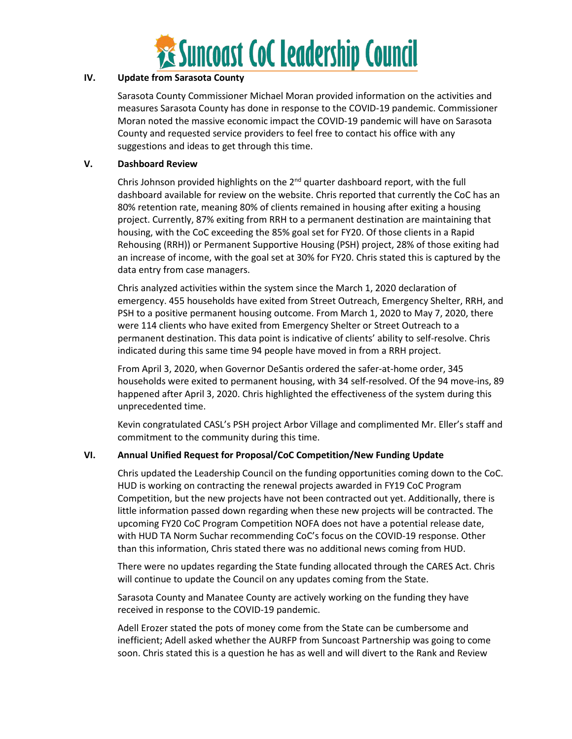## IV. Update from Sarasota County

Sarasota County Commissioner Michael Moran provided information on the activities and measures Sarasota County has done in response to the COVID-19 pandemic. Commissioner Moran noted the massive economic impact the COVID-19 pandemic will have on Sarasota County and requested service providers to feel free to contact his office with any suggestions and ideas to get through this time.

## V. Dashboard Review

Chris Johnson provided highlights on the 2nd quarter dashboard report, with the full dashboard available for review on the website. Chris reported that currently the CoC has an 80% retention rate, meaning 80% of clients remained in housing after exiting a housing project. Currently, 87% exiting from RRH to a permanent destination are maintaining that housing, with the CoC exceeding the 85% goal set for FY20. Of those clients in a Rapid Rehousing (RRH)) or Permanent Supportive Housing (PSH) project, 28% of those exiting had an increase of income, with the goal set at 30% for FY20. Chris stated this is captured by the data entry from case managers.

Chris analyzed activities within the system since the March 1, 2020 declaration of emergency. 455 households have exited from Street Outreach, Emergency Shelter, RRH, and PSH to a positive permanent housing outcome. From March 1, 2020 to May 7, 2020, there were 114 clients who have exited from Emergency Shelter or Street Outreach to a permanent destination. This data point is indicative of clients' ability to self-resolve. Chris indicated during this same time 94 people have moved in from a RRH project.

From April 3, 2020, when Governor DeSantis ordered the safer-at-home order, 345 households were exited to permanent housing, with 34 self-resolved. Of the 94 move-ins, 89 happened after April 3, 2020. Chris highlighted the effectiveness of the system during this unprecedented time.

Kevin congratulated CASL's PSH project Arbor Village and complimented Mr. Eller's staff and commitment to the community during this time.

## VI. Annual Unified Request for Proposal/CoC Competition/New Funding Update

Chris updated the Leadership Council on the funding opportunities coming down to the CoC. HUD is working on contracting the renewal projects awarded in FY19 CoC Program Competition, but the new projects have not been contracted out yet. Additionally, there is little information passed down regarding when these new projects will be contracted. The upcoming FY20 CoC Program Competition NOFA does not have a potential release date, with HUD TA Norm Suchar recommending CoC's focus on the COVID-19 response. Other than this information, Chris stated there was no additional news coming from HUD.

There were no updates regarding the State funding allocated through the CARES Act. Chris will continue to update the Council on any updates coming from the State.

Sarasota County and Manatee County are actively working on the funding they have received in response to the COVID-19 pandemic.

Adell Erozer stated the pots of money come from the State can be cumbersome and inefficient; Adell asked whether the AURFP from Suncoast Partnership was going to come soon. Chris stated this is a question he has as well and will divert to the Rank and Review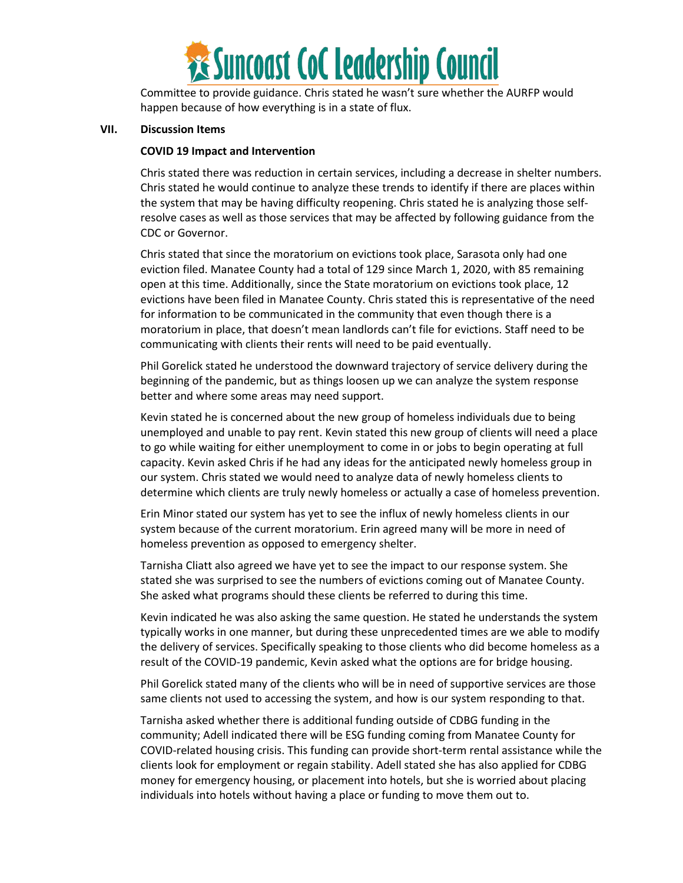Committee to provide guidance. Chris stated he wasn't sure whether the AURFP would happen because of how everything is in a state of flux.

**VII. Discussion Items**

**COVID 19 Impact and Intervention**

Chris stated there was reduction in certain services, including a decrease in shelter numbers. Chris stated he would continue to analyze these trends to identify if there are places within the system that may be having difficulty reopening. Chris stated he is analyzing those self-resolve cases as well as those services that may be affected by following guidance from the CDC or Governor.

Chris stated that since the moratorium on evictions took place, Sarasota only had one eviction filed. Manatee County had a total of 129 since March 1, 2020, with 85 remaining open at this time. Additionally, since the State moratorium on evictions took place, 12 evictions have been filed in Manatee County. Chris stated this is representative of the need for information to be communicated in the community that even though there is a moratorium in place, that doesn't mean landlords can't file for evictions. Staff need to be communicating with clients their rents will need to be paid eventually.

Phil Gorelick stated he understood the downward trajectory of service delivery during the beginning of the pandemic, but as things loosen up we can analyze the system response better and where some areas may need support.

Kevin stated he is concerned about the new group of homeless individuals due to being unemployed and unable to pay rent. Kevin stated this new group of clients will need a place to go while waiting for either unemployment to come in or jobs to begin operating at full capacity. Kevin asked Chris if he had any ideas for the anticipated newly homeless group in our system. Chris stated we would need to analyze data of newly homeless clients to determine which clients are truly newly homeless or actually a case of homeless prevention.

Erin Minor stated our system has yet to see the influx of newly homeless clients in our system because of the current moratorium. Erin agreed many will be more in need of homeless prevention as opposed to emergency shelter.

Tarnisha Cliatt also agreed we have yet to see the impact to our response system. She stated she was surprised to see the numbers of evictions coming out of Manatee County. She asked what programs should these clients be referred to during this time.

Kevin indicated he was also asking the same question. He stated he understands the system typically works in one manner, but during these unprecedented times are we able to modify the delivery of services. Specifically speaking to those clients who did become homeless as a result of the COVID-19 pandemic, Kevin asked what the options are for bridge housing.

Phil Gorelick stated many of the clients who will be in need of supportive services are those same clients not used to accessing the system, and how is our system responding to that.

Tarnisha asked whether there is additional funding outside of CDBG funding in the community; Adell indicated there will be ESG funding coming from Manatee County for COVID-related housing crisis. This funding can provide short-term rental assistance while the clients look for employment or regain stability. Adell stated she has also applied for CDBG money for emergency housing, or placement into hotels, but she is worried about placing individuals into hotels without having a place or funding to move them out to.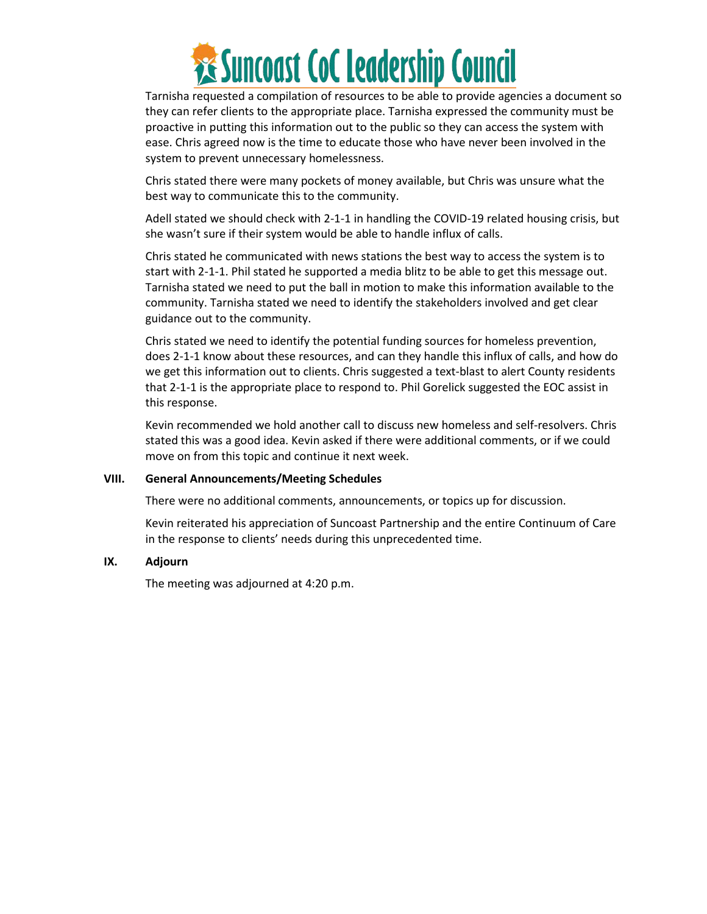Tarnisha requested a compilation of resources to be able to provide agencies a document so they can refer clients to the appropriate place. Tarnisha expressed the community must be proactive in putting this information out to the public so they can access the system with ease. Chris agreed now is the time to educate those who have never been involved in the system to prevent unnecessary homelessness.

Chris stated there were many pockets of money available, but Chris was unsure what the best way to communicate this to the community.

Adell stated we should check with 2-1-1 in handling the COVID-19 related housing crisis, but she wasn't sure if their system would be able to handle influx of calls.

Chris stated he communicated with news stations the best way to access the system is to start with 2-1-1. Phil stated he supported a media blitz to be able to get this message out. Tarnisha stated we need to put the ball in motion to make this information available to the community. Tarnisha stated we need to identify the stakeholders involved and get clear guidance out to the community.

Chris stated we need to identify the potential funding sources for homeless prevention, does 2-1-1 know about these resources, and can they handle this influx of calls, and how do we get this information out to clients. Chris suggested a text-blast to alert County residents that 2-1-1 is the appropriate place to respond to. Phil Gorelick suggested the EOC assist in this response.

Kevin recommended we hold another call to discuss new homeless and self-resolvers. Chris stated this was a good idea. Kevin asked if there were additional comments, or if we could move on from this topic and continue it next week.

## VIII. General Announcements/Meeting Schedules

There were no additional comments, announcements, or topics up for discussion.

Kevin reiterated his appreciation of Suncoast Partnership and the entire Continuum of Care in the response to clients' needs during this unprecedented time.

## IX. Adjourn

The meeting was adjourned at 4:20 p.m.